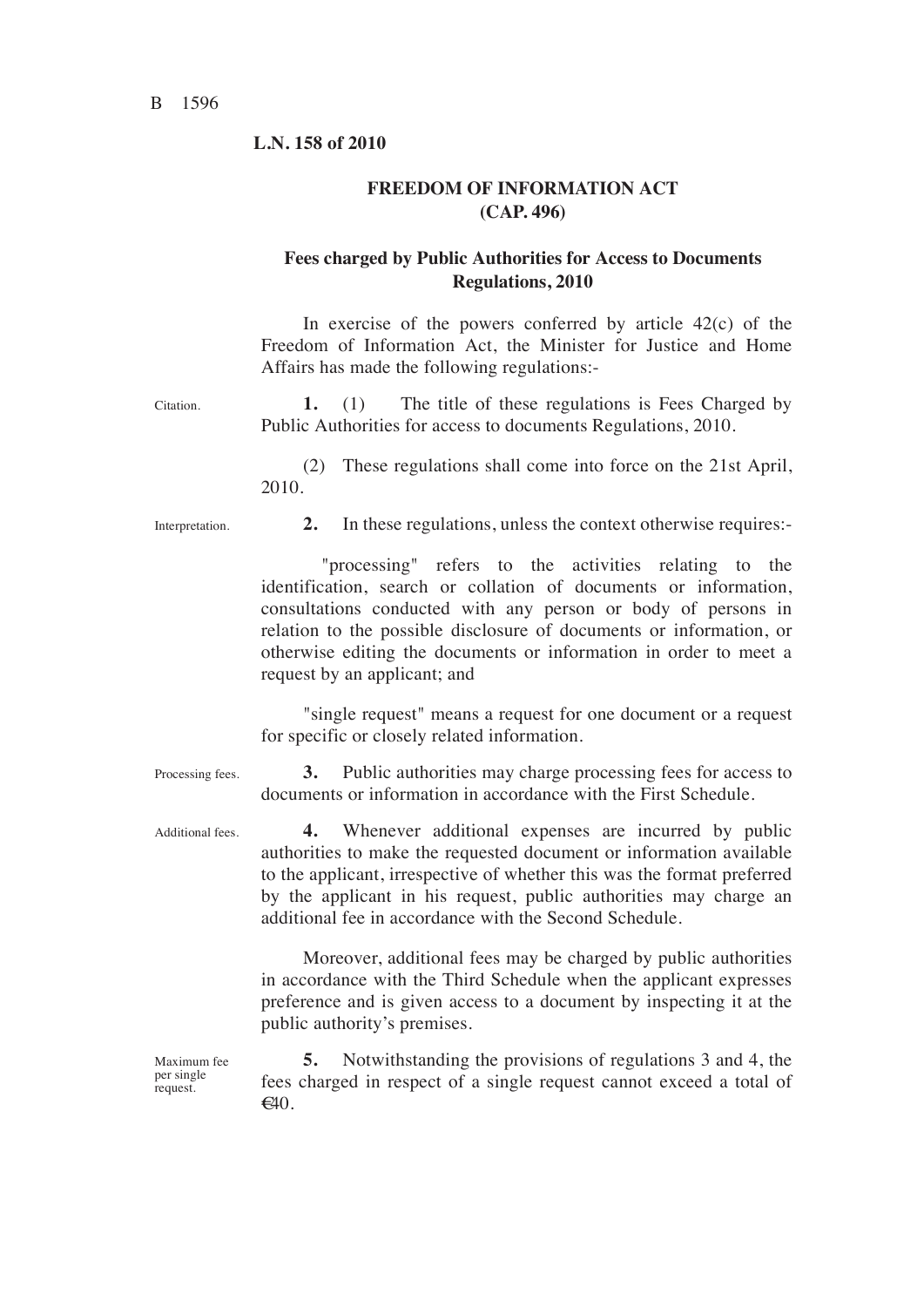**L.N. 158 of 2010**

## FREEDOM OF INFORMATION ACT (CAP. 496)

### Fees charged by Public Authorities for Access to Documents Regulations, 2010

In exercise of the powers conferred by article 42(c) of the Freedom of Information Act, the Minister for Justice and Home Affairs has made the following regulations:-

Citation.

**1.** (1) The title of these regulations is Fees Charged by Public Authorities for access to documents Regulations, 2010.

(2) These regulations shall come into force on the 21st April, 2010.

Interpretation.

**2.** In these regulations, unless the context otherwise requires:-

"processing" refers to the activities relating to the identification, search or collation of documents or information, consultations conducted with any person or body of persons in relation to the possible disclosure of documents or information, or otherwise editing the documents or information in order to meet a request by an applicant; and

"single request" means a request for one document or a request for specific or closely related information.

Processing fees.

**3.** Public authorities may charge processing fees for access to documents or information in accordance with the First Schedule.

Additional fees.

**4.** Whenever additional expenses are incurred by public authorities to make the requested document or information available to the applicant, irrespective of whether this was the format preferred by the applicant in his request, public authorities may charge an additional fee in accordance with the Second Schedule.

Moreover, additional fees may be charged by public authorities in accordance with the Third Schedule when the applicant expresses preference and is given access to a document by inspecting it at the public authority's premises.

Maximum fee per single request.

**5.** Notwithstanding the provisions of regulations 3 and 4, the fees charged in respect of a single request cannot exceed a total of €40.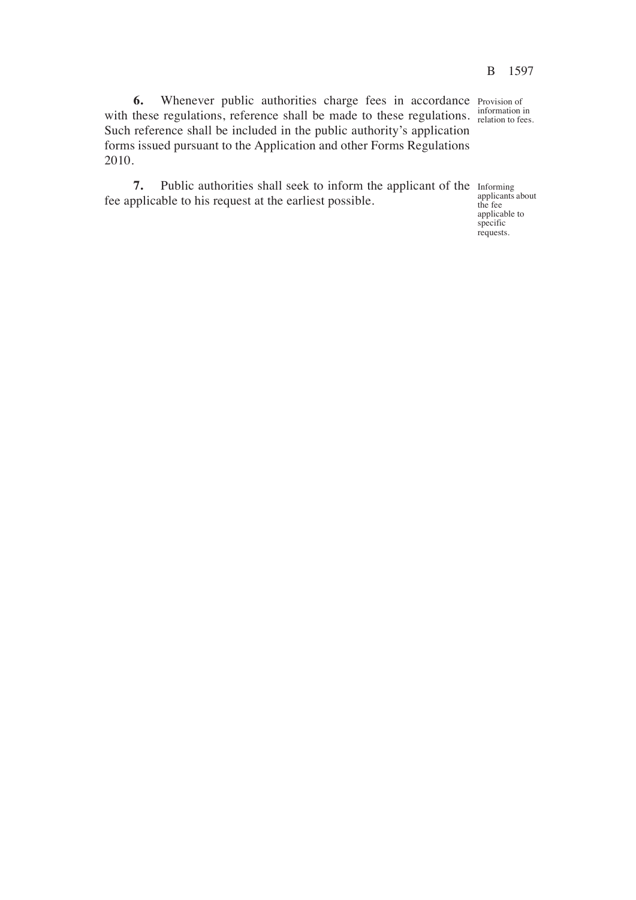**6.** Whenever public authorities charge fees in accordance with these regulations, reference shall be made to these regulations. Such reference shall be included in the public authority's application forms issued pursuant to the Application and other Forms Regulations 2010.

*Provision of information in relation to fees.*

**7.** Public authorities shall seek to inform the applicant of the fee applicable to his request at the earliest possible.

*Informing applicants about the fee applicable to specific requests.*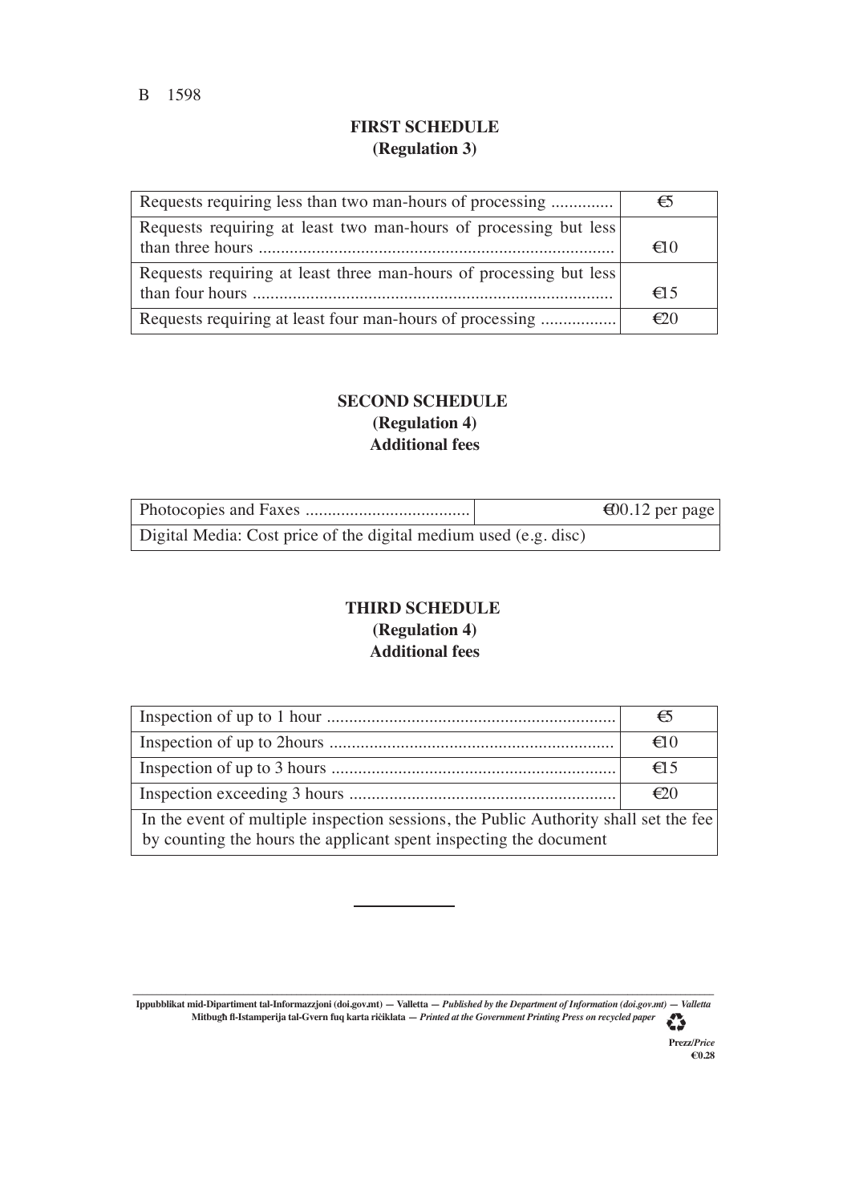**FIRST SCHEDULE**
**(Regulation 3)**

| | |
|---|---|
| Requests requiring less than two man-hours of processing ............. | €5 |
| Requests requiring at least two man-hours of processing but less than three hours ............................................................................... | €10 |
| Requests requiring at least three man-hours of processing but less than four hours ................................................................................ | €15 |
| Requests requiring at least four man-hours of processing ................ | €20 |

**SECOND SCHEDULE**
**(Regulation 4)**
**Additional fees**

| | |
|---|---|
| Photocopies and Faxes .................................... | €00.12 per page |
| Digital Media: Cost price of the digital medium used (e.g. disc) | |

**THIRD SCHEDULE**
**(Regulation 4)**
**Additional fees**

| | |
|---|---|
| Inspection of up to 1 hour ................................................................ | €5 |
| Inspection of up to 2hours ............................................................... | €10 |
| Inspection of up to 3 hours ............................................................... | €15 |
| Inspection exceeding 3 hours ........................................................... | €20 |
| In the event of multiple inspection sessions, the Public Authority shall set the fee by counting the hours the applicant spent inspecting the document | |

**Ippubblikat mid-Dipartiment tal-Informazzjoni (doi.gov.mt) — Valletta —** ***Published by the Department of Information (doi.gov.mt) — Valletta***
**Mitbugħ fl-Istamperija tal-Gvern fuq karta riċiklata —** ***Printed at the Government Printing Press on recycled paper***

**Prezz/*Price***
**€0.28**